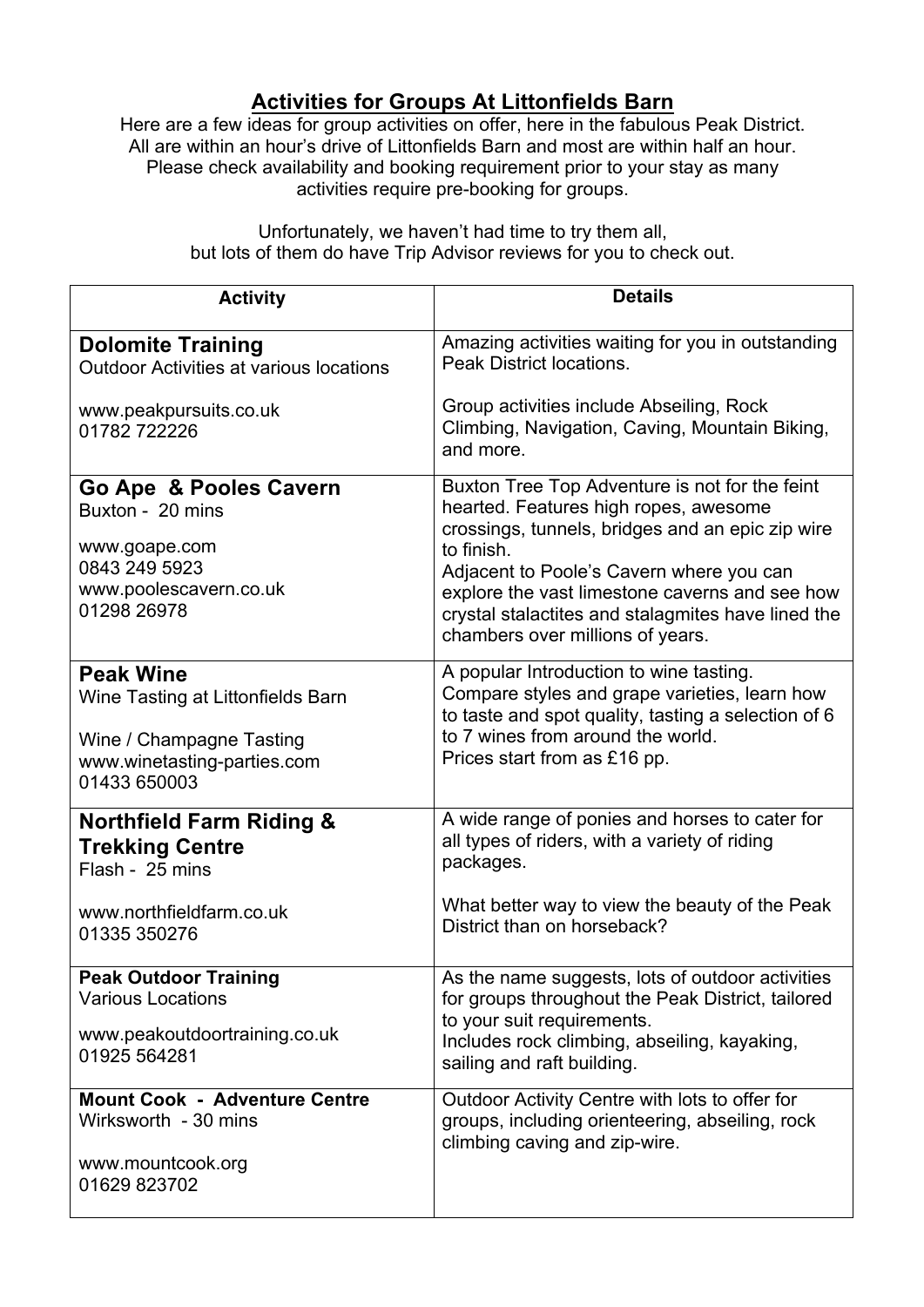# Activities for Groups At Littonfields Barn

Here are a few ideas for group activities on offer, here in the fabulous Peak District. All are within an hour's drive of Littonfields Barn and most are within half an hour. Please check availability and booking requirement prior to your stay as many activities require pre-booking for groups.

Unfortunately, we haven't had time to try them all, but lots of them do have Trip Advisor reviews for you to check out.

| Activity | Details |
| --- | --- |
| **Dolomite Training**<br>Outdoor Activities at various locations<br><br>www.peakpursuits.co.uk<br>01782 722226 | Amazing activities waiting for you in outstanding Peak District locations.<br><br>Group activities include Abseiling, Rock Climbing, Navigation, Caving, Mountain Biking, and more. |
| **Go Ape & Pooles Cavern**<br>Buxton - 20 mins<br><br>www.goape.com<br>0843 249 5923<br>www.poolescavern.co.uk<br>01298 26978 | Buxton Tree Top Adventure is not for the feint hearted. Features high ropes, awesome crossings, tunnels, bridges and an epic zip wire to finish.<br>Adjacent to Poole's Cavern where you can explore the vast limestone caverns and see how crystal stalactites and stalagmites have lined the chambers over millions of years. |
| **Peak Wine**<br>Wine Tasting at Littonfields Barn<br><br>Wine / Champagne Tasting<br>www.winetasting-parties.com<br>01433 650003 | A popular Introduction to wine tasting.<br>Compare styles and grape varieties, learn how to taste and spot quality, tasting a selection of 6 to 7 wines from around the world.<br>Prices start from as £16 pp. |
| **Northfield Farm Riding & Trekking Centre**<br>Flash - 25 mins<br><br>www.northfieldfarm.co.uk<br>01335 350276 | A wide range of ponies and horses to cater for all types of riders, with a variety of riding packages.<br><br>What better way to view the beauty of the Peak District than on horseback? |
| **Peak Outdoor Training**<br>Various Locations<br><br>www.peakoutdoortraining.co.uk<br>01925 564281 | As the name suggests, lots of outdoor activities for groups throughout the Peak District, tailored to your suit requirements.<br>Includes rock climbing, abseiling, kayaking, sailing and raft building. |
| **Mount Cook - Adventure Centre**<br>Wirksworth - 30 mins<br><br>www.mountcook.org<br>01629 823702 | Outdoor Activity Centre with lots to offer for groups, including orienteering, abseiling, rock climbing caving and zip-wire. |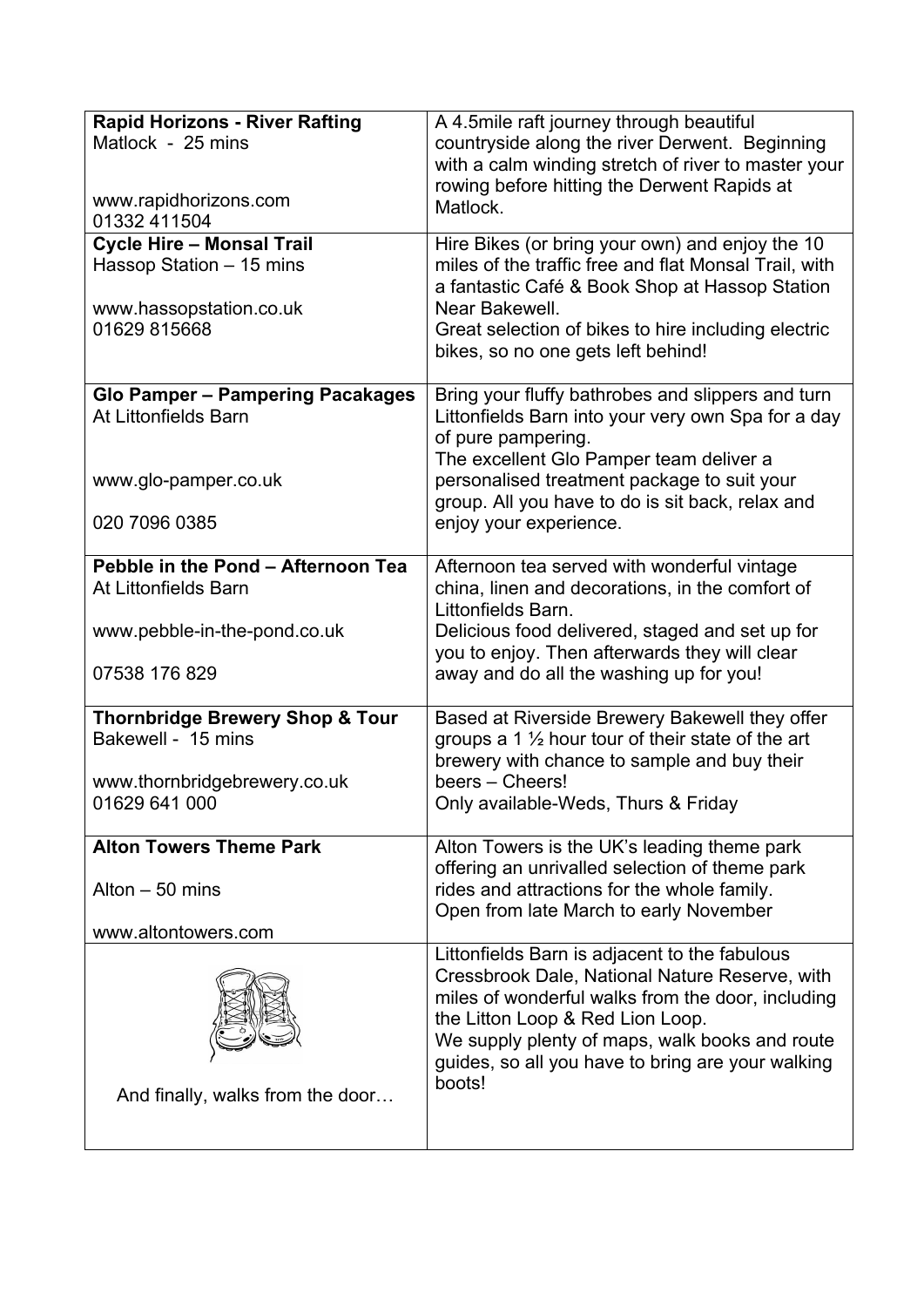| | |
|---|---|
| **Rapid Horizons - River Rafting**<br>Matlock - 25 mins<br><br>www.rapidhorizons.com<br>01332 411504 | A 4.5mile raft journey through beautiful countryside along the river Derwent. Beginning with a calm winding stretch of river to master your rowing before hitting the Derwent Rapids at Matlock. |
| **Cycle Hire – Monsal Trail**<br>Hassop Station – 15 mins<br><br>www.hassopstation.co.uk<br>01629 815668 | Hire Bikes (or bring your own) and enjoy the 10 miles of the traffic free and flat Monsal Trail, with a fantastic Café & Book Shop at Hassop Station Near Bakewell.<br>Great selection of bikes to hire including electric bikes, so no one gets left behind! |
| **Glo Pamper – Pampering Pacakages**<br>At Littonfields Barn<br><br>www.glo-pamper.co.uk<br><br>020 7096 0385 | Bring your fluffy bathrobes and slippers and turn Littonfields Barn into your very own Spa for a day of pure pampering.<br>The excellent Glo Pamper team deliver a personalised treatment package to suit your group. All you have to do is sit back, relax and enjoy your experience. |
| **Pebble in the Pond – Afternoon Tea**<br>At Littonfields Barn<br><br>www.pebble-in-the-pond.co.uk<br><br>07538 176 829 | Afternoon tea served with wonderful vintage china, linen and decorations, in the comfort of Littonfields Barn.<br>Delicious food delivered, staged and set up for you to enjoy. Then afterwards they will clear away and do all the washing up for you! |
| **Thornbridge Brewery Shop & Tour**<br>Bakewell - 15 mins<br><br>www.thornbridgebrewery.co.uk<br>01629 641 000 | Based at Riverside Brewery Bakewell they offer groups a 1 ½ hour tour of their state of the art brewery with chance to sample and buy their beers – Cheers!<br>Only available-Weds, Thurs & Friday |
| **Alton Towers Theme Park**<br><br>Alton – 50 mins<br><br>www.altontowers.com | Alton Towers is the UK's leading theme park offering an unrivalled selection of theme park rides and attractions for the whole family.<br>Open from late March to early November |
| And finally, walks from the door… | Littonfields Barn is adjacent to the fabulous Cressbrook Dale, National Nature Reserve, with miles of wonderful walks from the door, including the Litton Loop & Red Lion Loop.<br>We supply plenty of maps, walk books and route guides, so all you have to bring are your walking boots! |